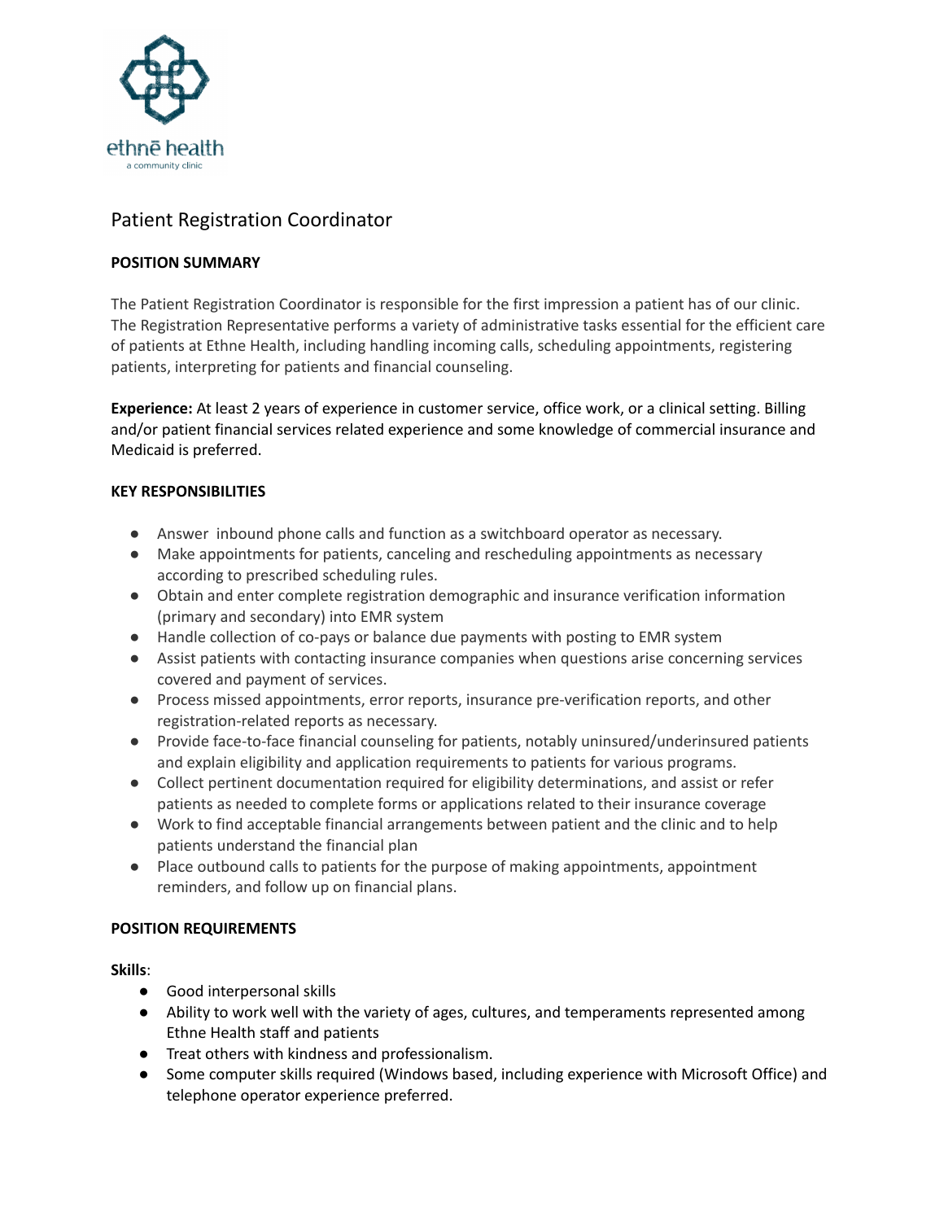ethnē health
a community clinic

# Patient Registration Coordinator

**POSITION SUMMARY**

The Patient Registration Coordinator is responsible for the first impression a patient has of our clinic. The Registration Representative performs a variety of administrative tasks essential for the efficient care of patients at Ethne Health, including handling incoming calls, scheduling appointments, registering patients, interpreting for patients and financial counseling.

**Experience:** At least 2 years of experience in customer service, office work, or a clinical setting. Billing and/or patient financial services related experience and some knowledge of commercial insurance and Medicaid is preferred.

**KEY RESPONSIBILITIES**

- Answer inbound phone calls and function as a switchboard operator as necessary.
- Make appointments for patients, canceling and rescheduling appointments as necessary according to prescribed scheduling rules.
- Obtain and enter complete registration demographic and insurance verification information (primary and secondary) into EMR system
- Handle collection of co-pays or balance due payments with posting to EMR system
- Assist patients with contacting insurance companies when questions arise concerning services covered and payment of services.
- Process missed appointments, error reports, insurance pre-verification reports, and other registration-related reports as necessary.
- Provide face-to-face financial counseling for patients, notably uninsured/underinsured patients and explain eligibility and application requirements to patients for various programs.
- Collect pertinent documentation required for eligibility determinations, and assist or refer patients as needed to complete forms or applications related to their insurance coverage
- Work to find acceptable financial arrangements between patient and the clinic and to help patients understand the financial plan
- Place outbound calls to patients for the purpose of making appointments, appointment reminders, and follow up on financial plans.

**POSITION REQUIREMENTS**

**Skills**:

- Good interpersonal skills
- Ability to work well with the variety of ages, cultures, and temperaments represented among Ethne Health staff and patients
- Treat others with kindness and professionalism.
- Some computer skills required (Windows based, including experience with Microsoft Office) and telephone operator experience preferred.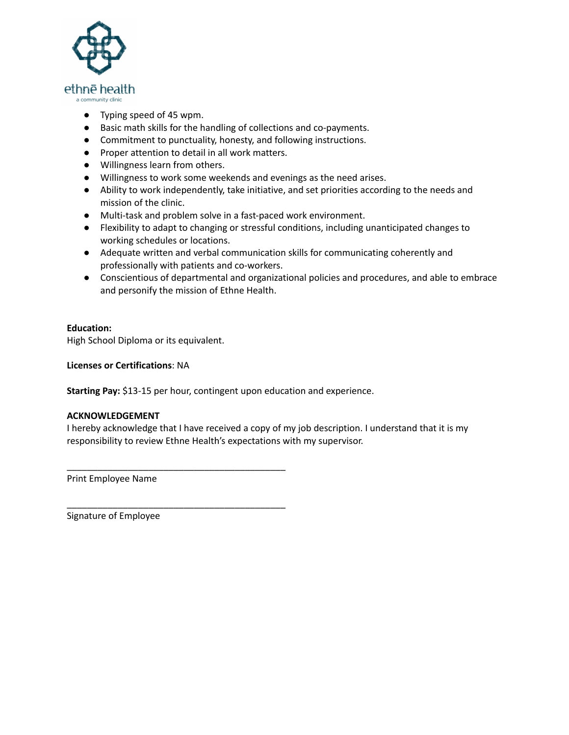- Typing speed of 45 wpm.
- Basic math skills for the handling of collections and co-payments.
- Commitment to punctuality, honesty, and following instructions.
- Proper attention to detail in all work matters.
- Willingness learn from others.
- Willingness to work some weekends and evenings as the need arises.
- Ability to work independently, take initiative, and set priorities according to the needs and mission of the clinic.
- Multi-task and problem solve in a fast-paced work environment.
- Flexibility to adapt to changing or stressful conditions, including unanticipated changes to working schedules or locations.
- Adequate written and verbal communication skills for communicating coherently and professionally with patients and co-workers.
- Conscientious of departmental and organizational policies and procedures, and able to embrace and personify the mission of Ethne Health.

**Education:**
High School Diploma or its equivalent.

**Licenses or Certifications**: NA

**Starting Pay:** $13-15 per hour, contingent upon education and experience.

**ACKNOWLEDGEMENT**
I hereby acknowledge that I have received a copy of my job description. I understand that it is my responsibility to review Ethne Health's expectations with my supervisor.

_____________________________________________
Print Employee Name

_____________________________________________
Signature of Employee